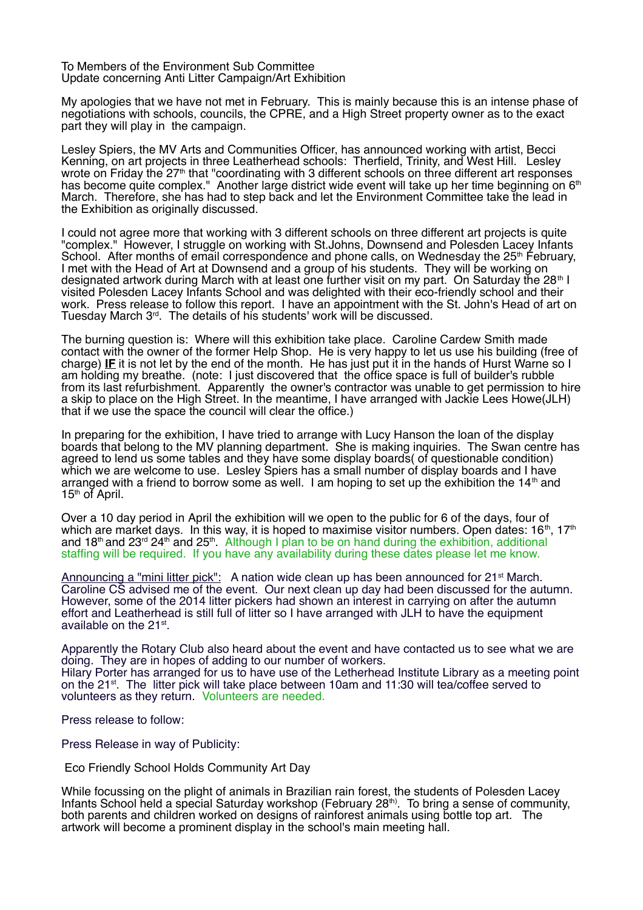To Members of the Environment Sub Committee
Update concerning Anti Litter Campaign/Art Exhibition

My apologies that we have not met in February. This is mainly because this is an intense phase of negotiations with schools, councils, the CPRE, and a High Street property owner as to the exact part they will play in the campaign.

Lesley Spiers, the MV Arts and Communities Officer, has announced working with artist, Becci Kenning, on art projects in three Leatherhead schools: Therfield, Trinity, and West Hill. Lesley wrote on Friday the 27th that "coordinating with 3 different schools on three different art responses has become quite complex." Another large district wide event will take up her time beginning on 6th March. Therefore, she has had to step back and let the Environment Committee take the lead in the Exhibition as originally discussed.

I could not agree more that working with 3 different schools on three different art projects is quite "complex." However, I struggle on working with St.Johns, Downsend and Polesden Lacey Infants School. After months of email correspondence and phone calls, on Wednesday the 25th February, I met with the Head of Art at Downsend and a group of his students. They will be working on designated artwork during March with at least one further visit on my part. On Saturday the 28th I visited Polesden Lacey Infants School and was delighted with their eco-friendly school and their work. Press release to follow this report. I have an appointment with the St. John's Head of art on Tuesday March 3rd. The details of his students' work will be discussed.

The burning question is: Where will this exhibition take place. Caroline Cardew Smith made contact with the owner of the former Help Shop. He is very happy to let us use his building (free of charge) **IF** it is not let by the end of the month. He has just put it in the hands of Hurst Warne so I am holding my breathe. (note: I just discovered that the office space is full of builder's rubble from its last refurbishment. Apparently the owner's contractor was unable to get permission to hire a skip to place on the High Street. In the meantime, I have arranged with Jackie Lees Howe(JLH) that if we use the space the council will clear the office.)

In preparing for the exhibition, I have tried to arrange with Lucy Hanson the loan of the display boards that belong to the MV planning department. She is making inquiries. The Swan centre has agreed to lend us some tables and they have some display boards( of questionable condition) which we are welcome to use. Lesley Spiers has a small number of display boards and I have arranged with a friend to borrow some as well. I am hoping to set up the exhibition the 14th and 15th of April.

Over a 10 day period in April the exhibition will we open to the public for 6 of the days, four of which are market days. In this way, it is hoped to maximise visitor numbers. Open dates: 16th, 17th and 18th and 23rd 24th and 25th. Although I plan to be on hand during the exhibition, additional staffing will be required. If you have any availability during these dates please let me know.

Announcing a "mini litter pick": A nation wide clean up has been announced for 21st March. Caroline CS advised me of the event. Our next clean up day had been discussed for the autumn. However, some of the 2014 litter pickers had shown an interest in carrying on after the autumn effort and Leatherhead is still full of litter so I have arranged with JLH to have the equipment available on the 21st.

Apparently the Rotary Club also heard about the event and have contacted us to see what we are doing. They are in hopes of adding to our number of workers.
Hilary Porter has arranged for us to have use of the Letherhead Institute Library as a meeting point on the 21st. The litter pick will take place between 10am and 11:30 will tea/coffee served to volunteers as they return. Volunteers are needed.

Press release to follow:

Press Release in way of Publicity:

Eco Friendly School Holds Community Art Day

While focussing on the plight of animals in Brazilian rain forest, the students of Polesden Lacey Infants School held a special Saturday workshop (February 28th). To bring a sense of community, both parents and children worked on designs of rainforest animals using bottle top art. The artwork will become a prominent display in the school's main meeting hall.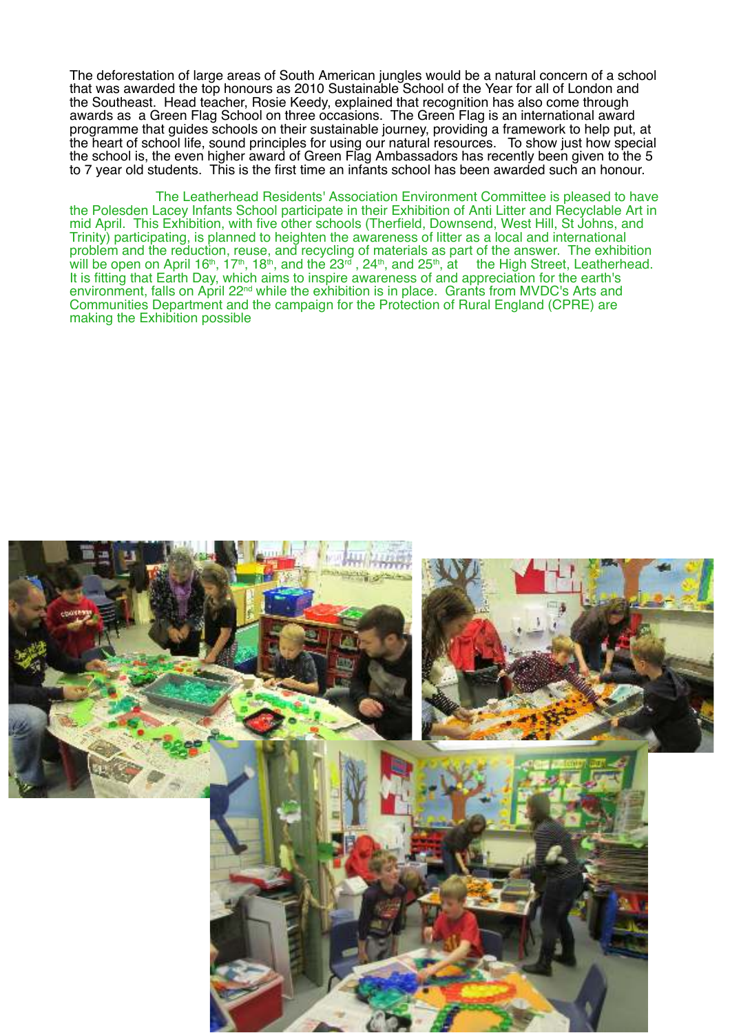The deforestation of large areas of South American jungles would be a natural concern of a school that was awarded the top honours as 2010 Sustainable School of the Year for all of London and the Southeast. Head teacher, Rosie Keedy, explained that recognition has also come through awards as a Green Flag School on three occasions. The Green Flag is an international award programme that guides schools on their sustainable journey, providing a framework to help put, at the heart of school life, sound principles for using our natural resources. To show just how special the school is, the even higher award of Green Flag Ambassadors has recently been given to the 5 to 7 year old students. This is the first time an infants school has been awarded such an honour.

The Leatherhead Residents' Association Environment Committee is pleased to have the Polesden Lacey Infants School participate in their Exhibition of Anti Litter and Recyclable Art in mid April. This Exhibition, with five other schools (Therfield, Downsend, West Hill, St Johns, and Trinity) participating, is planned to heighten the awareness of litter as a local and international problem and the reduction, reuse, and recycling of materials as part of the answer. The exhibition will be open on April 16th, 17th, 18th, and the 23rd, 24th, and 25th, at the High Street, Leatherhead. It is fitting that Earth Day, which aims to inspire awareness of and appreciation for the earth's environment, falls on April 22nd while the exhibition is in place. Grants from MVDC's Arts and Communities Department and the campaign for the Protection of Rural England (CPRE) are making the Exhibition possible